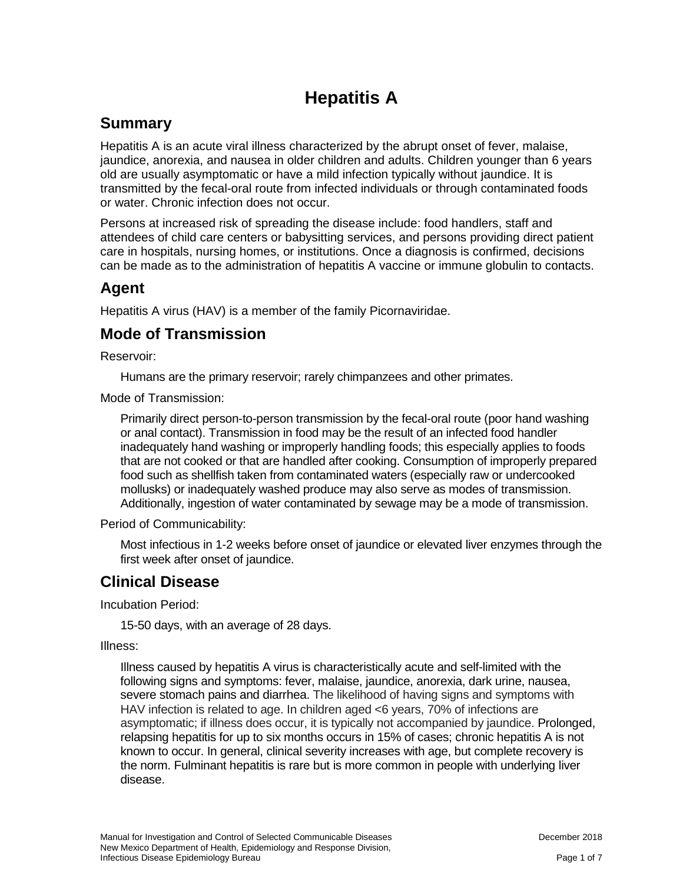# Hepatitis A

## Summary

Hepatitis A is an acute viral illness characterized by the abrupt onset of fever, malaise, jaundice, anorexia, and nausea in older children and adults. Children younger than 6 years old are usually asymptomatic or have a mild infection typically without jaundice. It is transmitted by the fecal-oral route from infected individuals or through contaminated foods or water. Chronic infection does not occur.

Persons at increased risk of spreading the disease include: food handlers, staff and attendees of child care centers or babysitting services, and persons providing direct patient care in hospitals, nursing homes, or institutions. Once a diagnosis is confirmed, decisions can be made as to the administration of hepatitis A vaccine or immune globulin to contacts.

## Agent

Hepatitis A virus (HAV) is a member of the family Picornaviridae.

## Mode of Transmission

Reservoir:

Humans are the primary reservoir; rarely chimpanzees and other primates.

Mode of Transmission:

Primarily direct person-to-person transmission by the fecal-oral route (poor hand washing or anal contact). Transmission in food may be the result of an infected food handler inadequately hand washing or improperly handling foods; this especially applies to foods that are not cooked or that are handled after cooking. Consumption of improperly prepared food such as shellfish taken from contaminated waters (especially raw or undercooked mollusks) or inadequately washed produce may also serve as modes of transmission. Additionally, ingestion of water contaminated by sewage may be a mode of transmission.

Period of Communicability:

Most infectious in 1-2 weeks before onset of jaundice or elevated liver enzymes through the first week after onset of jaundice.

## Clinical Disease

Incubation Period:

15-50 days, with an average of 28 days.

Illness:

Illness caused by hepatitis A virus is characteristically acute and self-limited with the following signs and symptoms: fever, malaise, jaundice, anorexia, dark urine, nausea, severe stomach pains and diarrhea. The likelihood of having signs and symptoms with HAV infection is related to age. In children aged <6 years, 70% of infections are asymptomatic; if illness does occur, it is typically not accompanied by jaundice. Prolonged, relapsing hepatitis for up to six months occurs in 15% of cases; chronic hepatitis A is not known to occur. In general, clinical severity increases with age, but complete recovery is the norm. Fulminant hepatitis is rare but is more common in people with underlying liver disease.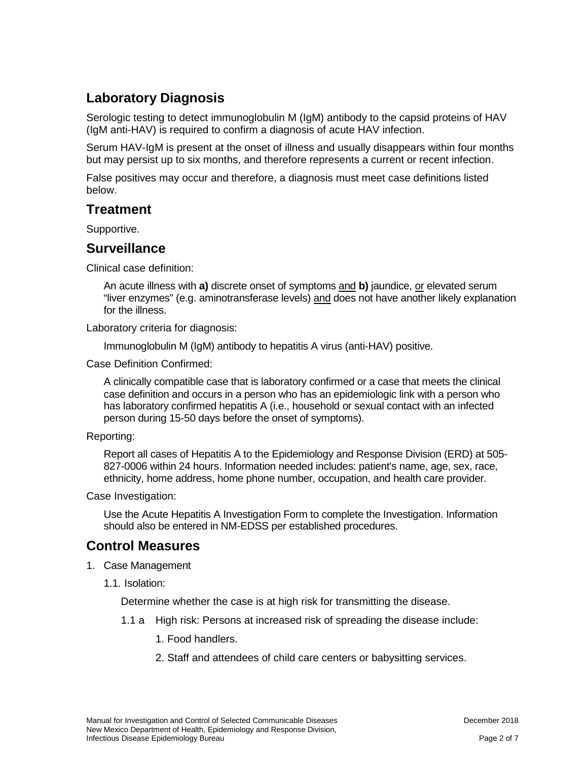## Laboratory Diagnosis

Serologic testing to detect immunoglobulin M (IgM) antibody to the capsid proteins of HAV (IgM anti-HAV) is required to confirm a diagnosis of acute HAV infection.

Serum HAV-IgM is present at the onset of illness and usually disappears within four months but may persist up to six months, and therefore represents a current or recent infection.

False positives may occur and therefore, a diagnosis must meet case definitions listed below.

## Treatment

Supportive.

## Surveillance

Clinical case definition:

> An acute illness with **a)** discrete onset of symptoms and **b)** jaundice, or elevated serum "liver enzymes" (e.g. aminotransferase levels) and does not have another likely explanation for the illness.

Laboratory criteria for diagnosis:

> Immunoglobulin M (IgM) antibody to hepatitis A virus (anti-HAV) positive.

Case Definition Confirmed:

> A clinically compatible case that is laboratory confirmed or a case that meets the clinical case definition and occurs in a person who has an epidemiologic link with a person who has laboratory confirmed hepatitis A (i.e., household or sexual contact with an infected person during 15-50 days before the onset of symptoms).

Reporting:

> Report all cases of Hepatitis A to the Epidemiology and Response Division (ERD) at 505-827-0006 within 24 hours. Information needed includes: patient's name, age, sex, race, ethnicity, home address, home phone number, occupation, and health care provider.

Case Investigation:

> Use the Acute Hepatitis A Investigation Form to complete the Investigation. Information should also be entered in NM-EDSS per established procedures.

## Control Measures

1. Case Management

   1.1. Isolation:

   Determine whether the case is at high risk for transmitting the disease.

   1.1 a High risk: Persons at increased risk of spreading the disease include:

   1. Food handlers.
   2. Staff and attendees of child care centers or babysitting services.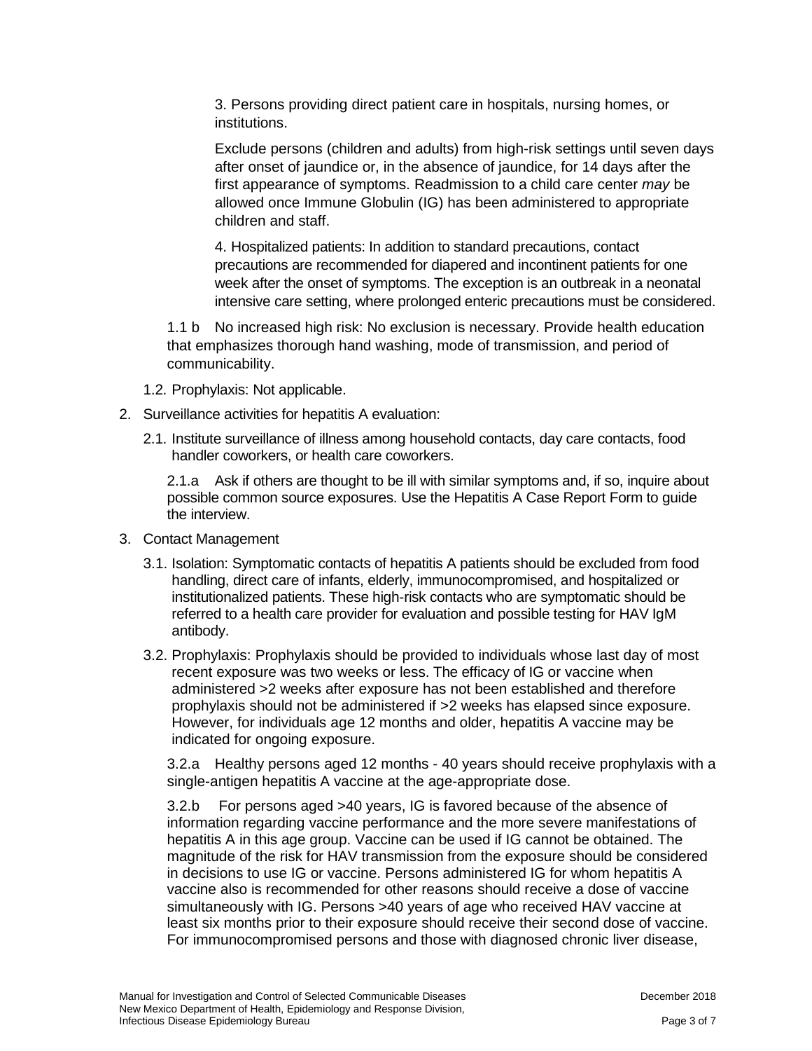3. Persons providing direct patient care in hospitals, nursing homes, or institutions.

Exclude persons (children and adults) from high-risk settings until seven days after onset of jaundice or, in the absence of jaundice, for 14 days after the first appearance of symptoms. Readmission to a child care center *may* be allowed once Immune Globulin (IG) has been administered to appropriate children and staff.

4. Hospitalized patients: In addition to standard precautions, contact precautions are recommended for diapered and incontinent patients for one week after the onset of symptoms. The exception is an outbreak in a neonatal intensive care setting, where prolonged enteric precautions must be considered.

1.1 b No increased high risk: No exclusion is necessary. Provide health education that emphasizes thorough hand washing, mode of transmission, and period of communicability.

1.2. Prophylaxis: Not applicable.

2. Surveillance activities for hepatitis A evaluation:

2.1. Institute surveillance of illness among household contacts, day care contacts, food handler coworkers, or health care coworkers.

2.1.a Ask if others are thought to be ill with similar symptoms and, if so, inquire about possible common source exposures. Use the Hepatitis A Case Report Form to guide the interview.

3. Contact Management

3.1. Isolation: Symptomatic contacts of hepatitis A patients should be excluded from food handling, direct care of infants, elderly, immunocompromised, and hospitalized or institutionalized patients. These high-risk contacts who are symptomatic should be referred to a health care provider for evaluation and possible testing for HAV IgM antibody.

3.2. Prophylaxis: Prophylaxis should be provided to individuals whose last day of most recent exposure was two weeks or less. The efficacy of IG or vaccine when administered >2 weeks after exposure has not been established and therefore prophylaxis should not be administered if >2 weeks has elapsed since exposure. However, for individuals age 12 months and older, hepatitis A vaccine may be indicated for ongoing exposure.

3.2.a Healthy persons aged 12 months - 40 years should receive prophylaxis with a single-antigen hepatitis A vaccine at the age-appropriate dose.

3.2.b For persons aged >40 years, IG is favored because of the absence of information regarding vaccine performance and the more severe manifestations of hepatitis A in this age group. Vaccine can be used if IG cannot be obtained. The magnitude of the risk for HAV transmission from the exposure should be considered in decisions to use IG or vaccine. Persons administered IG for whom hepatitis A vaccine also is recommended for other reasons should receive a dose of vaccine simultaneously with IG. Persons >40 years of age who received HAV vaccine at least six months prior to their exposure should receive their second dose of vaccine. For immunocompromised persons and those with diagnosed chronic liver disease,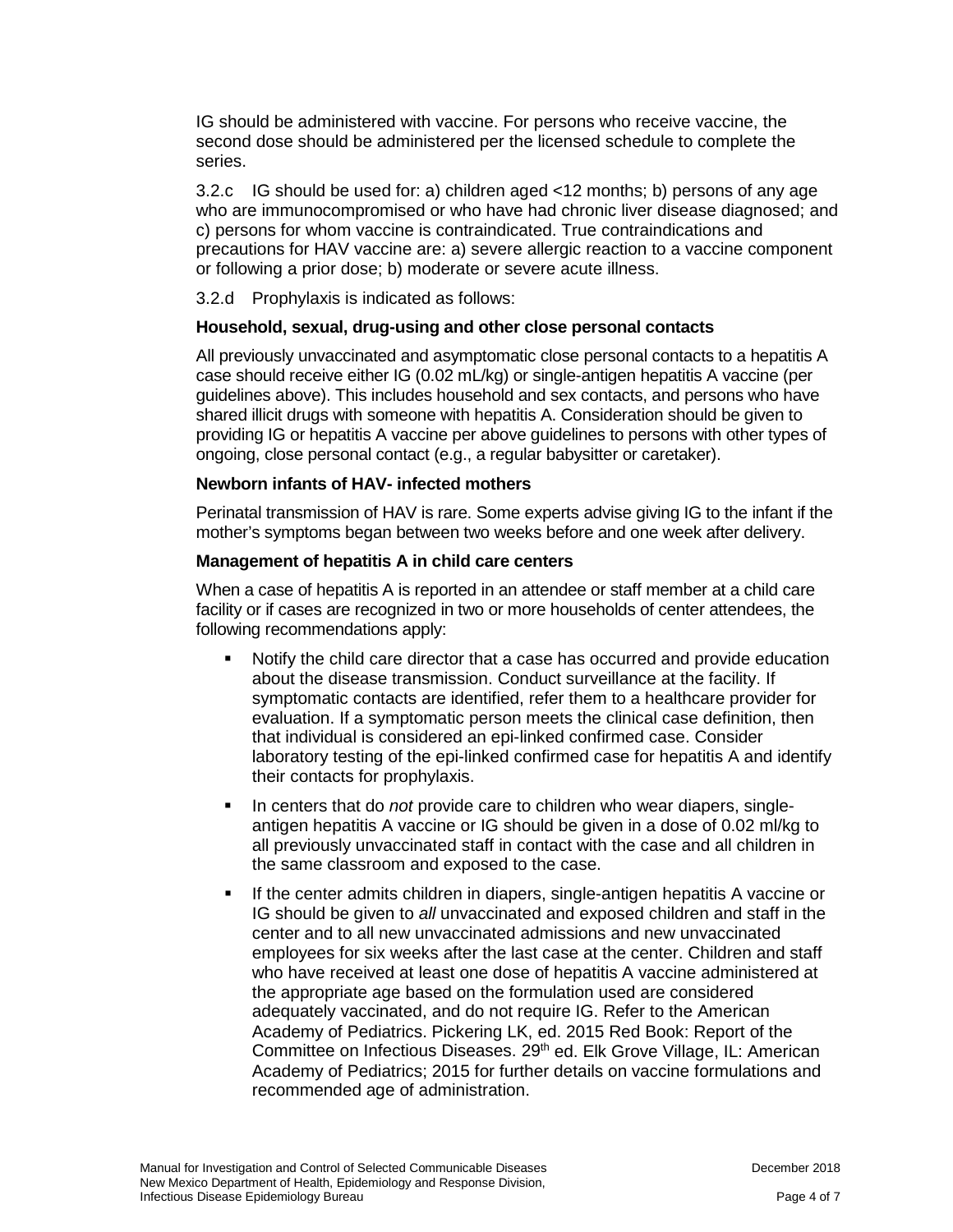IG should be administered with vaccine. For persons who receive vaccine, the second dose should be administered per the licensed schedule to complete the series.

3.2.c IG should be used for: a) children aged <12 months; b) persons of any age who are immunocompromised or who have had chronic liver disease diagnosed; and c) persons for whom vaccine is contraindicated. True contraindications and precautions for HAV vaccine are: a) severe allergic reaction to a vaccine component or following a prior dose; b) moderate or severe acute illness.

3.2.d Prophylaxis is indicated as follows:

**Household, sexual, drug-using and other close personal contacts**

All previously unvaccinated and asymptomatic close personal contacts to a hepatitis A case should receive either IG (0.02 mL/kg) or single-antigen hepatitis A vaccine (per guidelines above). This includes household and sex contacts, and persons who have shared illicit drugs with someone with hepatitis A. Consideration should be given to providing IG or hepatitis A vaccine per above guidelines to persons with other types of ongoing, close personal contact (e.g., a regular babysitter or caretaker).

**Newborn infants of HAV- infected mothers**

Perinatal transmission of HAV is rare. Some experts advise giving IG to the infant if the mother's symptoms began between two weeks before and one week after delivery.

**Management of hepatitis A in child care centers**

When a case of hepatitis A is reported in an attendee or staff member at a child care facility or if cases are recognized in two or more households of center attendees, the following recommendations apply:

- Notify the child care director that a case has occurred and provide education about the disease transmission. Conduct surveillance at the facility. If symptomatic contacts are identified, refer them to a healthcare provider for evaluation. If a symptomatic person meets the clinical case definition, then that individual is considered an epi-linked confirmed case. Consider laboratory testing of the epi-linked confirmed case for hepatitis A and identify their contacts for prophylaxis.
- In centers that do *not* provide care to children who wear diapers, single-antigen hepatitis A vaccine or IG should be given in a dose of 0.02 ml/kg to all previously unvaccinated staff in contact with the case and all children in the same classroom and exposed to the case.
- If the center admits children in diapers, single-antigen hepatitis A vaccine or IG should be given to *all* unvaccinated and exposed children and staff in the center and to all new unvaccinated admissions and new unvaccinated employees for six weeks after the last case at the center. Children and staff who have received at least one dose of hepatitis A vaccine administered at the appropriate age based on the formulation used are considered adequately vaccinated, and do not require IG. Refer to the American Academy of Pediatrics. Pickering LK, ed. 2015 Red Book: Report of the Committee on Infectious Diseases. 29th ed. Elk Grove Village, IL: American Academy of Pediatrics; 2015 for further details on vaccine formulations and recommended age of administration.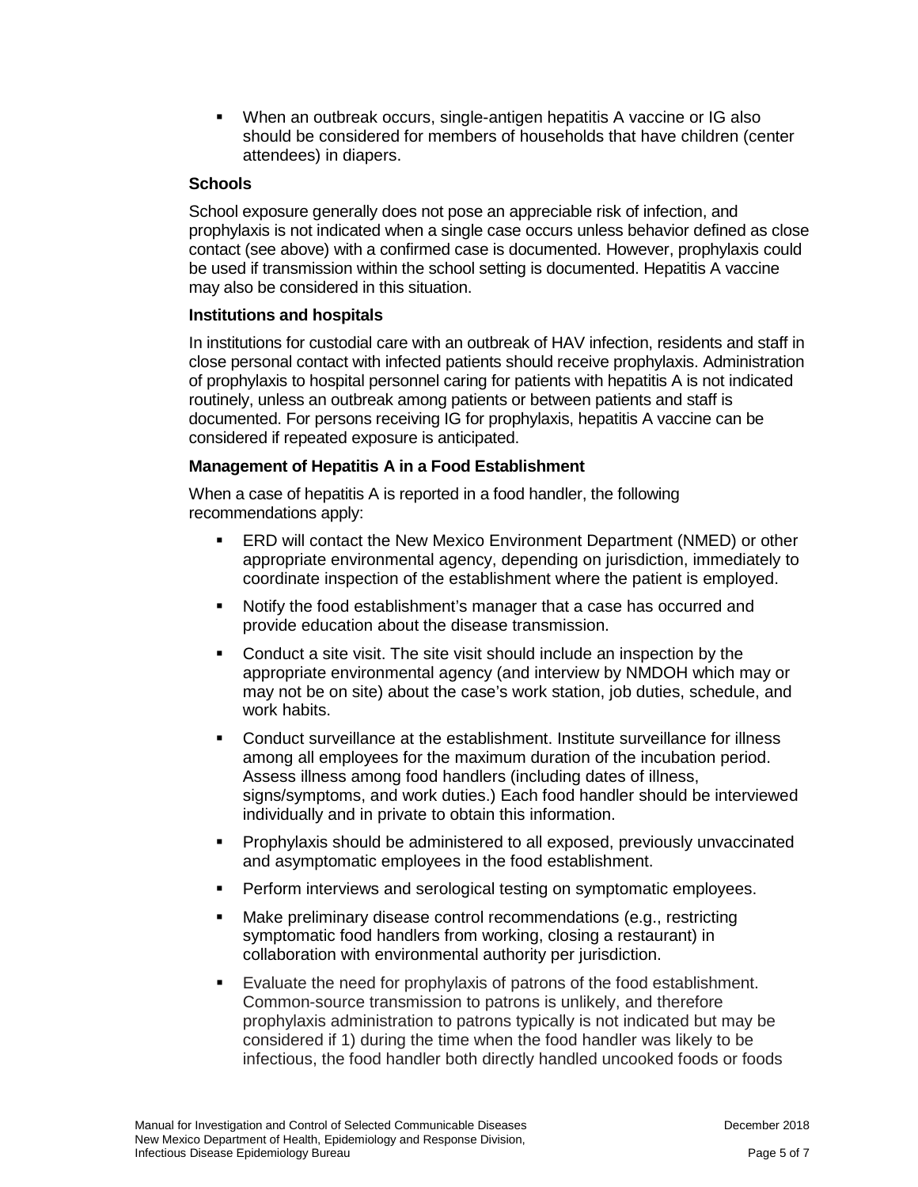- When an outbreak occurs, single-antigen hepatitis A vaccine or IG also should be considered for members of households that have children (center attendees) in diapers.

**Schools**

School exposure generally does not pose an appreciable risk of infection, and prophylaxis is not indicated when a single case occurs unless behavior defined as close contact (see above) with a confirmed case is documented. However, prophylaxis could be used if transmission within the school setting is documented. Hepatitis A vaccine may also be considered in this situation.

**Institutions and hospitals**

In institutions for custodial care with an outbreak of HAV infection, residents and staff in close personal contact with infected patients should receive prophylaxis. Administration of prophylaxis to hospital personnel caring for patients with hepatitis A is not indicated routinely, unless an outbreak among patients or between patients and staff is documented. For persons receiving IG for prophylaxis, hepatitis A vaccine can be considered if repeated exposure is anticipated.

**Management of Hepatitis A in a Food Establishment**

When a case of hepatitis A is reported in a food handler, the following recommendations apply:

- ERD will contact the New Mexico Environment Department (NMED) or other appropriate environmental agency, depending on jurisdiction, immediately to coordinate inspection of the establishment where the patient is employed.
- Notify the food establishment's manager that a case has occurred and provide education about the disease transmission.
- Conduct a site visit. The site visit should include an inspection by the appropriate environmental agency (and interview by NMDOH which may or may not be on site) about the case's work station, job duties, schedule, and work habits.
- Conduct surveillance at the establishment. Institute surveillance for illness among all employees for the maximum duration of the incubation period. Assess illness among food handlers (including dates of illness, signs/symptoms, and work duties.) Each food handler should be interviewed individually and in private to obtain this information.
- Prophylaxis should be administered to all exposed, previously unvaccinated and asymptomatic employees in the food establishment.
- Perform interviews and serological testing on symptomatic employees.
- Make preliminary disease control recommendations (e.g., restricting symptomatic food handlers from working, closing a restaurant) in collaboration with environmental authority per jurisdiction.
- Evaluate the need for prophylaxis of patrons of the food establishment. Common-source transmission to patrons is unlikely, and therefore prophylaxis administration to patrons typically is not indicated but may be considered if 1) during the time when the food handler was likely to be infectious, the food handler both directly handled uncooked foods or foods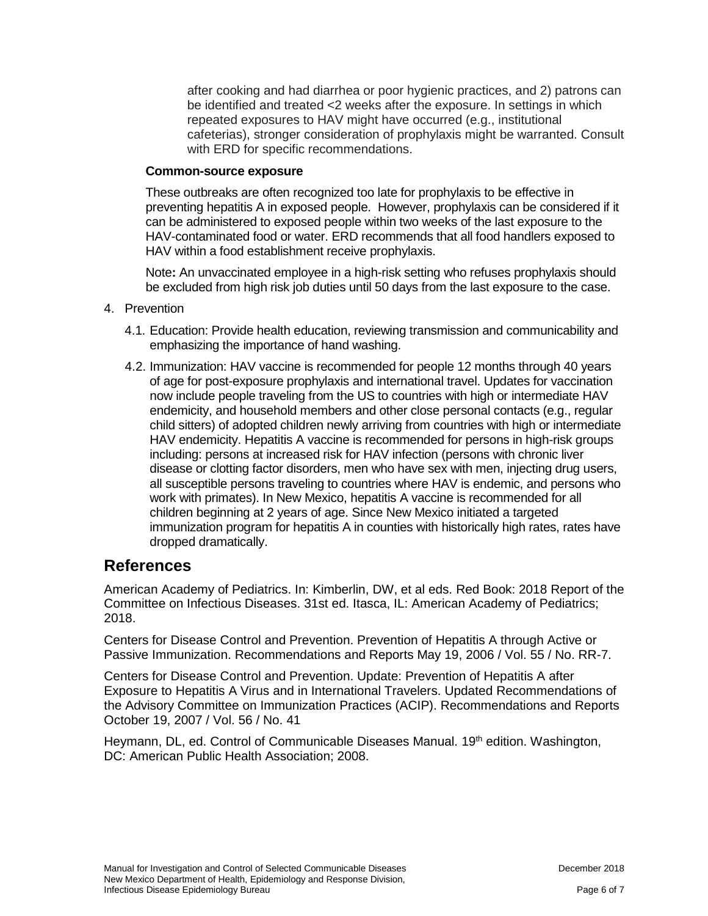after cooking and had diarrhea or poor hygienic practices, and 2) patrons can be identified and treated <2 weeks after the exposure. In settings in which repeated exposures to HAV might have occurred (e.g., institutional cafeterias), stronger consideration of prophylaxis might be warranted. Consult with ERD for specific recommendations.

**Common-source exposure**

These outbreaks are often recognized too late for prophylaxis to be effective in preventing hepatitis A in exposed people. However, prophylaxis can be considered if it can be administered to exposed people within two weeks of the last exposure to the HAV-contaminated food or water. ERD recommends that all food handlers exposed to HAV within a food establishment receive prophylaxis.

Note**:** An unvaccinated employee in a high-risk setting who refuses prophylaxis should be excluded from high risk job duties until 50 days from the last exposure to the case.

4. Prevention

   4.1. Education: Provide health education, reviewing transmission and communicability and emphasizing the importance of hand washing.

   4.2. Immunization: HAV vaccine is recommended for people 12 months through 40 years of age for post-exposure prophylaxis and international travel. Updates for vaccination now include people traveling from the US to countries with high or intermediate HAV endemicity, and household members and other close personal contacts (e.g., regular child sitters) of adopted children newly arriving from countries with high or intermediate HAV endemicity. Hepatitis A vaccine is recommended for persons in high-risk groups including: persons at increased risk for HAV infection (persons with chronic liver disease or clotting factor disorders, men who have sex with men, injecting drug users, all susceptible persons traveling to countries where HAV is endemic, and persons who work with primates). In New Mexico, hepatitis A vaccine is recommended for all children beginning at 2 years of age. Since New Mexico initiated a targeted immunization program for hepatitis A in counties with historically high rates, rates have dropped dramatically.

## References

American Academy of Pediatrics. In: Kimberlin, DW, et al eds. Red Book: 2018 Report of the Committee on Infectious Diseases. 31st ed. Itasca, IL: American Academy of Pediatrics; 2018.

Centers for Disease Control and Prevention. Prevention of Hepatitis A through Active or Passive Immunization. Recommendations and Reports May 19, 2006 / Vol. 55 / No. RR-7.

Centers for Disease Control and Prevention. Update: Prevention of Hepatitis A after Exposure to Hepatitis A Virus and in International Travelers. Updated Recommendations of the Advisory Committee on Immunization Practices (ACIP). Recommendations and Reports October 19, 2007 / Vol. 56 / No. 41

Heymann, DL, ed. Control of Communicable Diseases Manual. 19th edition. Washington, DC: American Public Health Association; 2008.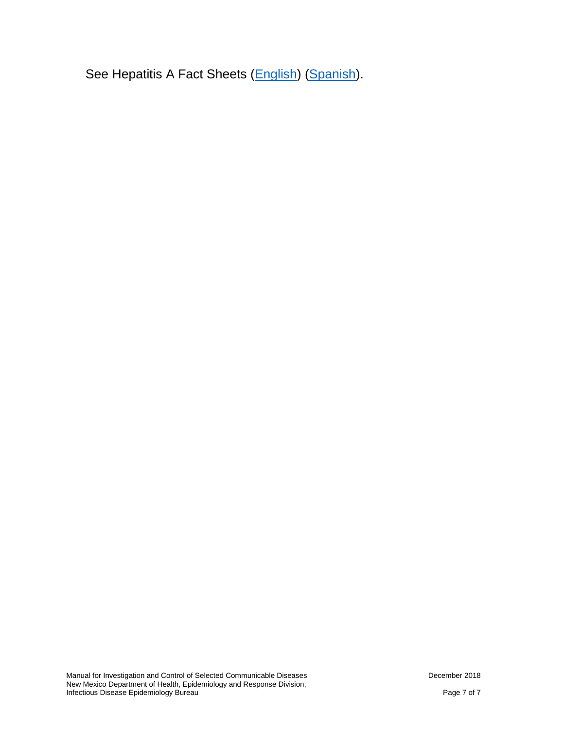See Hepatitis A Fact Sheets (English) (Spanish).